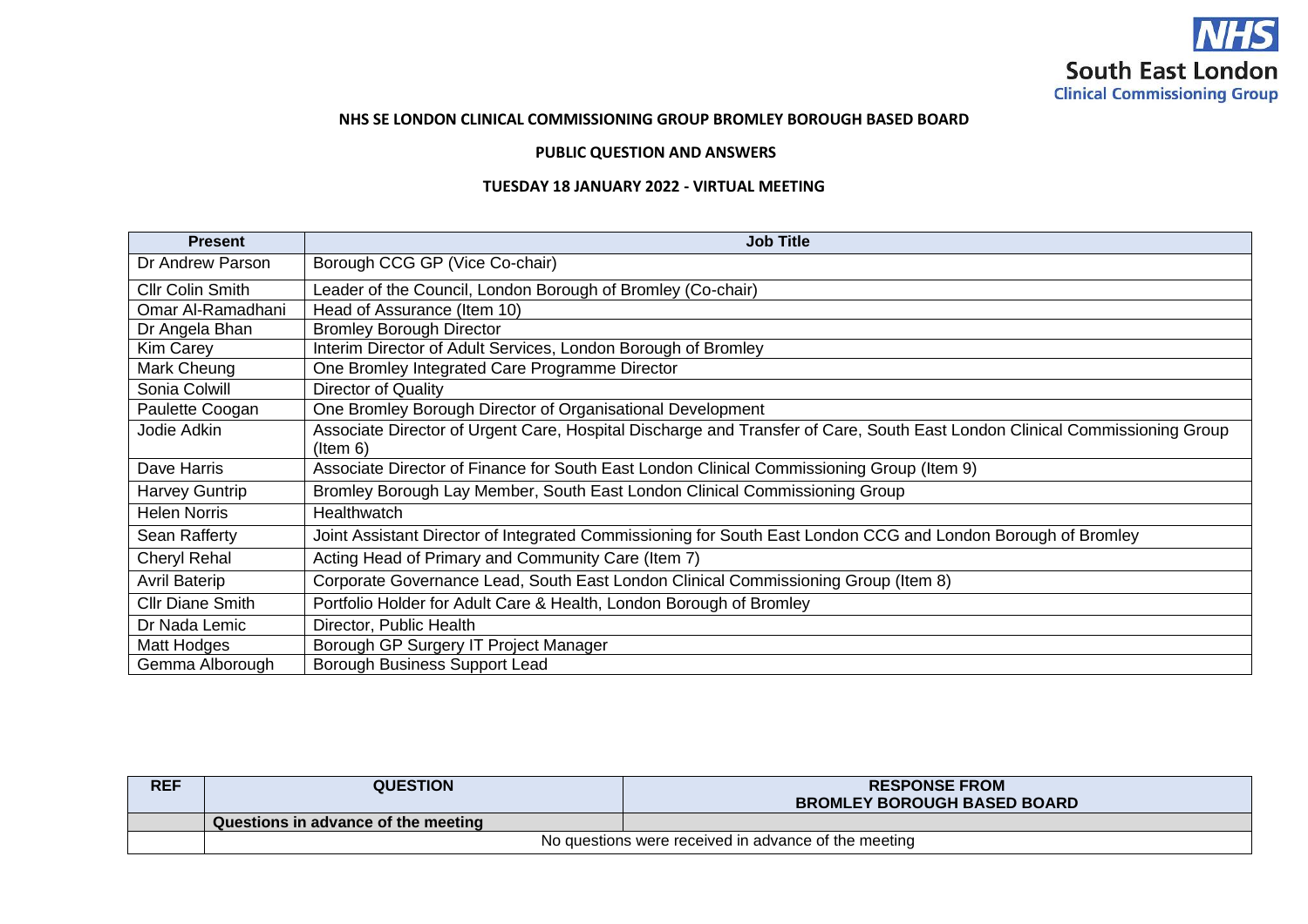NHS South East London Clinical Commissioning Group

**NHS SE LONDON CLINICAL COMMISSIONING GROUP BROMLEY BOROUGH BASED BOARD**

**PUBLIC QUESTION AND ANSWERS**

**TUESDAY 18 JANUARY 2022 - VIRTUAL MEETING**

| Present | Job Title |
|---|---|
| Dr Andrew Parson | Borough CCG GP (Vice Co-chair) |
| Cllr Colin Smith | Leader of the Council, London Borough of Bromley (Co-chair) |
| Omar Al-Ramadhani | Head of Assurance (Item 10) |
| Dr Angela Bhan | Bromley Borough Director |
| Kim Carey | Interim Director of Adult Services, London Borough of Bromley |
| Mark Cheung | One Bromley Integrated Care Programme Director |
| Sonia Colwill | Director of Quality |
| Paulette Coogan | One Bromley Borough Director of Organisational Development |
| Jodie Adkin | Associate Director of Urgent Care, Hospital Discharge and Transfer of Care, South East London Clinical Commissioning Group (Item 6) |
| Dave Harris | Associate Director of Finance for South East London Clinical Commissioning Group (Item 9) |
| Harvey Guntrip | Bromley Borough Lay Member, South East London Clinical Commissioning Group |
| Helen Norris | Healthwatch |
| Sean Rafferty | Joint Assistant Director of Integrated Commissioning for South East London CCG and London Borough of Bromley |
| Cheryl Rehal | Acting Head of Primary and Community Care (Item 7) |
| Avril Baterip | Corporate Governance Lead, South East London Clinical Commissioning Group (Item 8) |
| Cllr Diane Smith | Portfolio Holder for Adult Care & Health, London Borough of Bromley |
| Dr Nada Lemic | Director, Public Health |
| Matt Hodges | Borough GP Surgery IT Project Manager |
| Gemma Alborough | Borough Business Support Lead |

| REF | QUESTION | RESPONSE FROM BROMLEY BOROUGH BASED BOARD |
|---|---|---|
| | **Questions in advance of the meeting** | |
| | No questions were received in advance of the meeting | |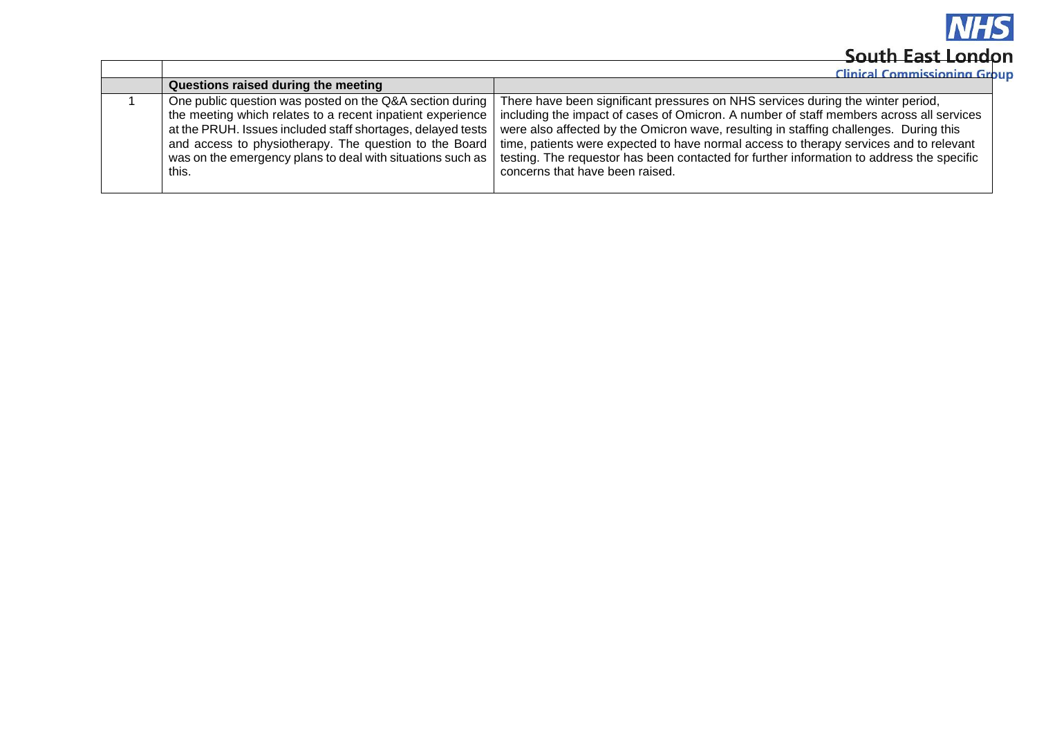| | | |
|---|---|---|
| | **Questions raised during the meeting** | |
| 1 | One public question was posted on the Q&A section during the meeting which relates to a recent inpatient experience at the PRUH. Issues included staff shortages, delayed tests and access to physiotherapy. The question to the Board was on the emergency plans to deal with situations such as this. | There have been significant pressures on NHS services during the winter period, including the impact of cases of Omicron. A number of staff members across all services were also affected by the Omicron wave, resulting in staffing challenges. During this time, patients were expected to have normal access to therapy services and to relevant testing. The requestor has been contacted for further information to address the specific concerns that have been raised. |